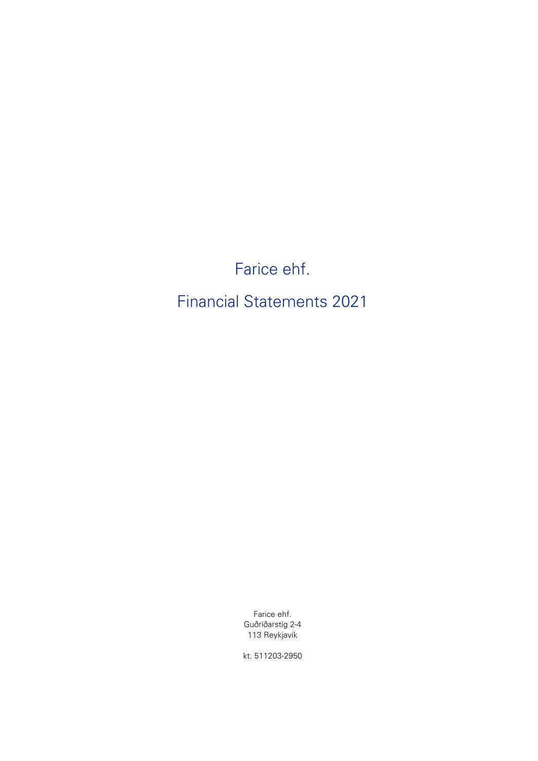# Farice ehf.

# Financial Statements 2021

Farice ehf.
Guðríðarstíg 2-4
113 Reykjavík

kt. 511203-2950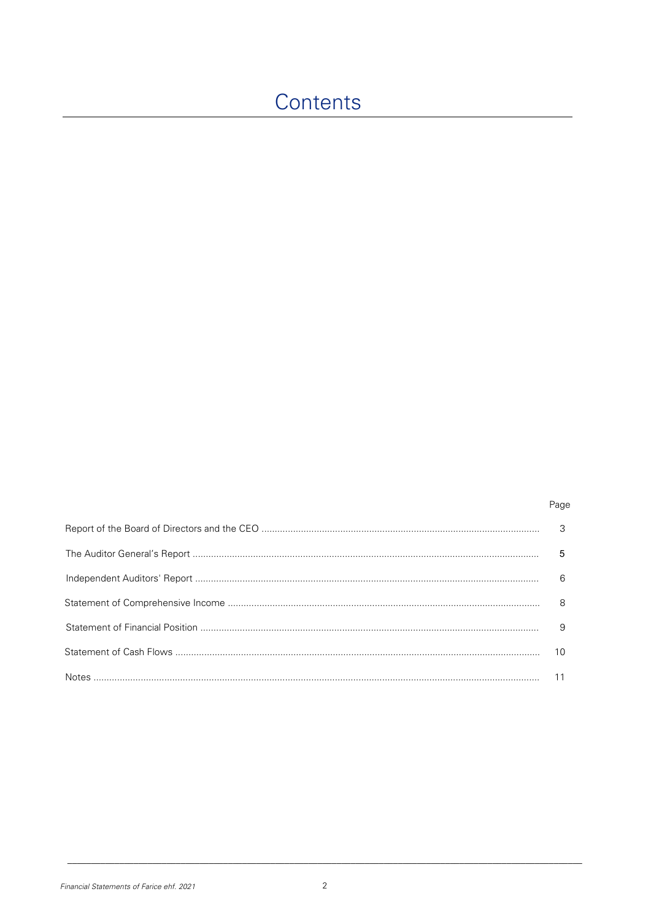# Contents

| | Page |
|---|---|
| Report of the Board of Directors and the CEO | 3 |
| The Auditor General's Report | 5 |
| Independent Auditors' Report | 6 |
| Statement of Comprehensive Income | 8 |
| Statement of Financial Position | 9 |
| Statement of Cash Flows | 10 |
| Notes | 11 |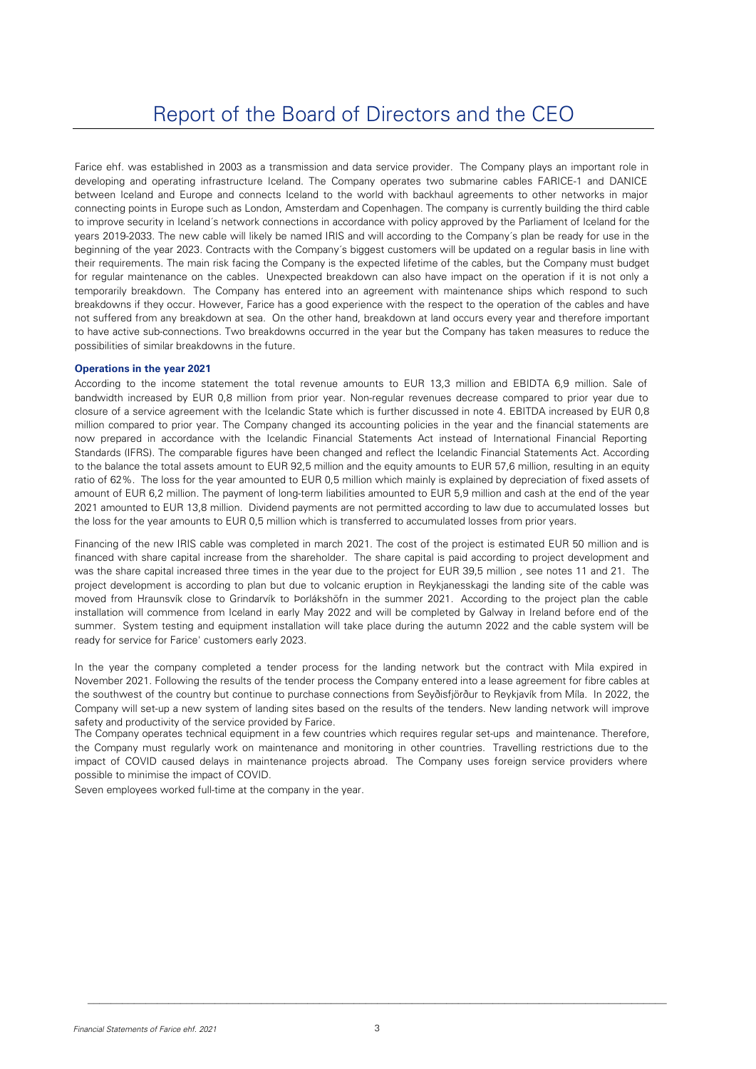# Report of the Board of Directors and the CEO

Farice ehf. was established in 2003 as a transmission and data service provider. The Company plays an important role in developing and operating infrastructure Iceland. The Company operates two submarine cables FARICE-1 and DANICE between Iceland and Europe and connects Iceland to the world with backhaul agreements to other networks in major connecting points in Europe such as London, Amsterdam and Copenhagen. The company is currently building the third cable to improve security in Iceland´s network connections in accordance with policy approved by the Parliament of Iceland for the years 2019-2033. The new cable will likely be named IRIS and will according to the Company´s plan be ready for use in the beginning of the year 2023. Contracts with the Company´s biggest customers will be updated on a regular basis in line with their requirements. The main risk facing the Company is the expected lifetime of the cables, but the Company must budget for regular maintenance on the cables. Unexpected breakdown can also have impact on the operation if it is not only a temporarily breakdown. The Company has entered into an agreement with maintenance ships which respond to such breakdowns if they occur. However, Farice has a good experience with the respect to the operation of the cables and have not suffered from any breakdown at sea. On the other hand, breakdown at land occurs every year and therefore important to have active sub-connections. Two breakdowns occurred in the year but the Company has taken measures to reduce the possibilities of similar breakdowns in the future.

**Operations in the year 2021**

According to the income statement the total revenue amounts to EUR 13,3 million and EBIDTA 6,9 million. Sale of bandwidth increased by EUR 0,8 million from prior year. Non-regular revenues decrease compared to prior year due to closure of a service agreement with the Icelandic State which is further discussed in note 4. EBITDA increased by EUR 0,8 million compared to prior year. The Company changed its accounting policies in the year and the financial statements are now prepared in accordance with the Icelandic Financial Statements Act instead of International Financial Reporting Standards (IFRS). The comparable figures have been changed and reflect the Icelandic Financial Statements Act. According to the balance the total assets amount to EUR 92,5 million and the equity amounts to EUR 57,6 million, resulting in an equity ratio of 62%. The loss for the year amounted to EUR 0,5 million which mainly is explained by depreciation of fixed assets of amount of EUR 6,2 million. The payment of long-term liabilities amounted to EUR 5,9 million and cash at the end of the year 2021 amounted to EUR 13,8 million. Dividend payments are not permitted according to law due to accumulated losses but the loss for the year amounts to EUR 0,5 million which is transferred to accumulated losses from prior years.

Financing of the new IRIS cable was completed in march 2021. The cost of the project is estimated EUR 50 million and is financed with share capital increase from the shareholder. The share capital is paid according to project development and was the share capital increased three times in the year due to the project for EUR 39,5 million , see notes 11 and 21. The project development is according to plan but due to volcanic eruption in Reykjanesskagi the landing site of the cable was moved from Hraunsvík close to Grindarvík to Þorlákshöfn in the summer 2021. According to the project plan the cable installation will commence from Iceland in early May 2022 and will be completed by Galway in Ireland before end of the summer. System testing and equipment installation will take place during the autumn 2022 and the cable system will be ready for service for Farice' customers early 2023.

In the year the company completed a tender process for the landing network but the contract with Mila expired in November 2021. Following the results of the tender process the Company entered into a lease agreement for fibre cables at the southwest of the country but continue to purchase connections from Seyðisfjörður to Reykjavík from Míla. In 2022, the Company will set-up a new system of landing sites based on the results of the tenders. New landing network will improve safety and productivity of the service provided by Farice.

The Company operates technical equipment in a few countries which requires regular set-ups and maintenance. Therefore, the Company must regularly work on maintenance and monitoring in other countries. Travelling restrictions due to the impact of COVID caused delays in maintenance projects abroad. The Company uses foreign service providers where possible to minimise the impact of COVID.

Seven employees worked full-time at the company in the year.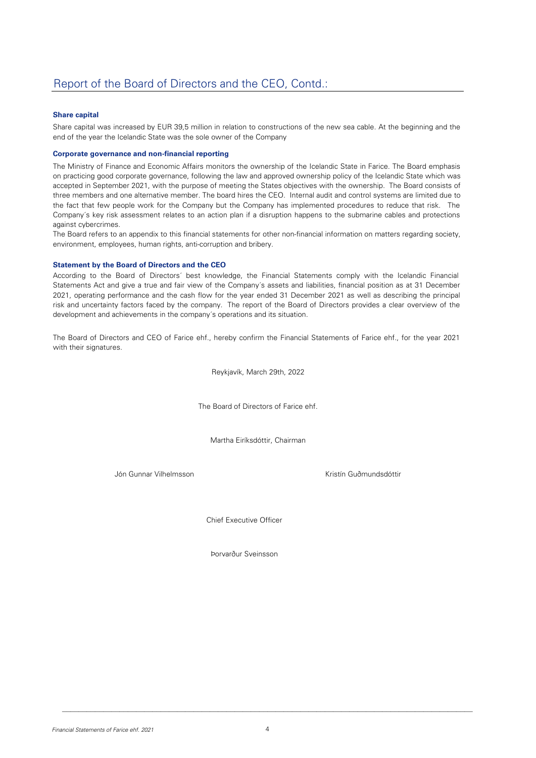# Report of the Board of Directors and the CEO, Contd.:

**Share capital**

Share capital was increased by EUR 39,5 million in relation to constructions of the new sea cable. At the beginning and the end of the year the Icelandic State was the sole owner of the Company

**Corporate governance and non-financial reporting**

The Ministry of Finance and Economic Affairs monitors the ownership of the Icelandic State in Farice. The Board emphasis on practicing good corporate governance, following the law and approved ownership policy of the Icelandic State which was accepted in September 2021, with the purpose of meeting the States objectives with the ownership. The Board consists of three members and one alternative member. The board hires the CEO. Internal audit and control systems are limited due to the fact that few people work for the Company but the Company has implemented procedures to reduce that risk. The Company´s key risk assessment relates to an action plan if a disruption happens to the submarine cables and protections against cybercrimes.

The Board refers to an appendix to this financial statements for other non-financial information on matters regarding society, environment, employees, human rights, anti-corruption and bribery.

**Statement by the Board of Directors and the CEO**

According to the Board of Directors´ best knowledge, the Financial Statements comply with the Icelandic Financial Statements Act and give a true and fair view of the Company´s assets and liabilities, financial position as at 31 December 2021, operating performance and the cash flow for the year ended 31 December 2021 as well as describing the principal risk and uncertainty factors faced by the company. The report of the Board of Directors provides a clear overview of the development and achievements in the company´s operations and its situation.

The Board of Directors and CEO of Farice ehf., hereby confirm the Financial Statements of Farice ehf., for the year 2021 with their signatures.

Reykjavík, March 29th, 2022

The Board of Directors of Farice ehf.

Martha Eiríksdóttir, Chairman

Jón Gunnar Vilhelmsson

Kristín Guðmundsdóttir

Chief Executive Officer

Þorvarður Sveinsson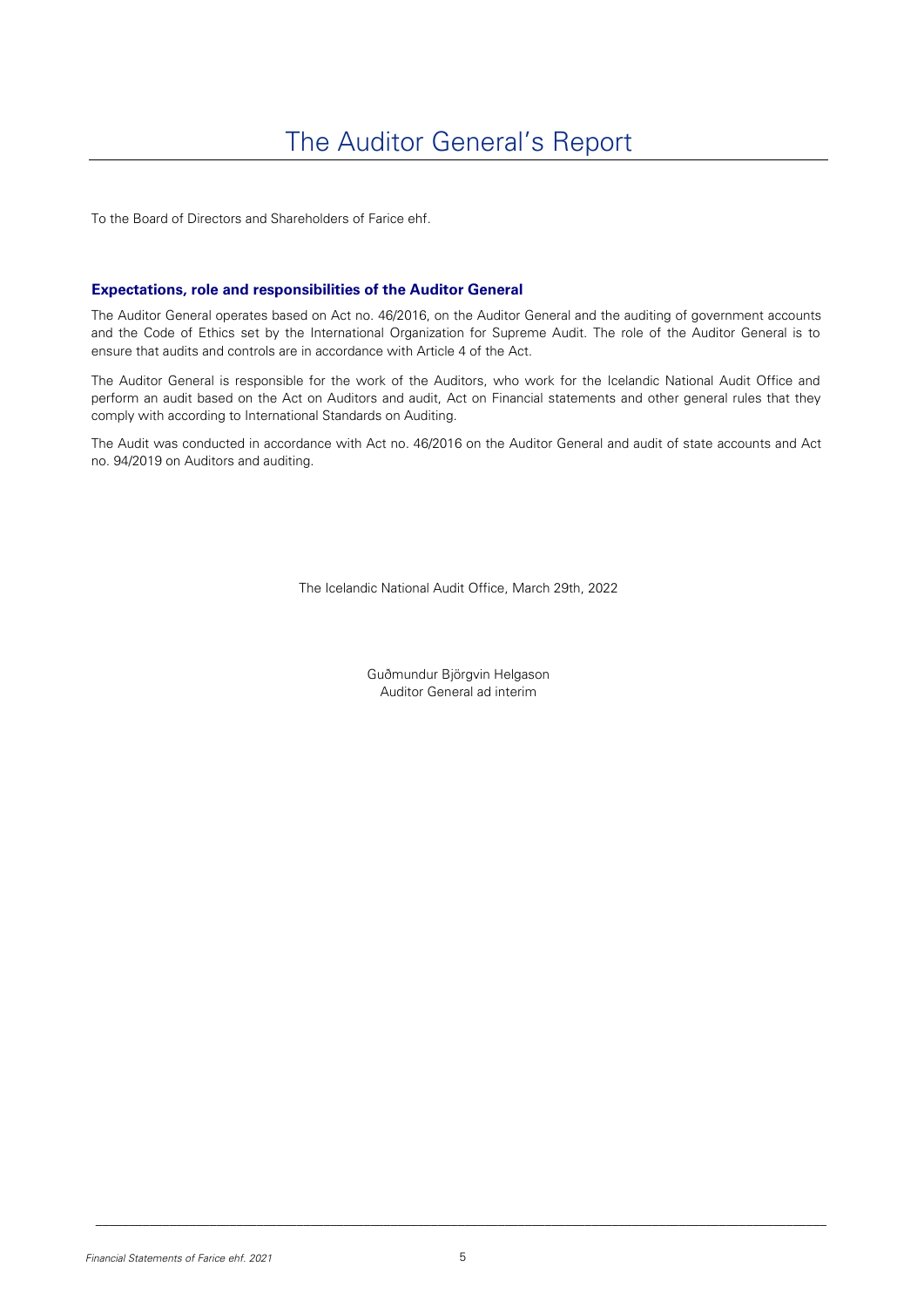# The Auditor General's Report

To the Board of Directors and Shareholders of Farice ehf.

### Expectations, role and responsibilities of the Auditor General

The Auditor General operates based on Act no. 46/2016, on the Auditor General and the auditing of government accounts and the Code of Ethics set by the International Organization for Supreme Audit. The role of the Auditor General is to ensure that audits and controls are in accordance with Article 4 of the Act.

The Auditor General is responsible for the work of the Auditors, who work for the Icelandic National Audit Office and perform an audit based on the Act on Auditors and audit, Act on Financial statements and other general rules that they comply with according to International Standards on Auditing.

The Audit was conducted in accordance with Act no. 46/2016 on the Auditor General and audit of state accounts and Act no. 94/2019 on Auditors and auditing.

The Icelandic National Audit Office, March 29th, 2022

Guðmundur Björgvin Helgason
Auditor General ad interim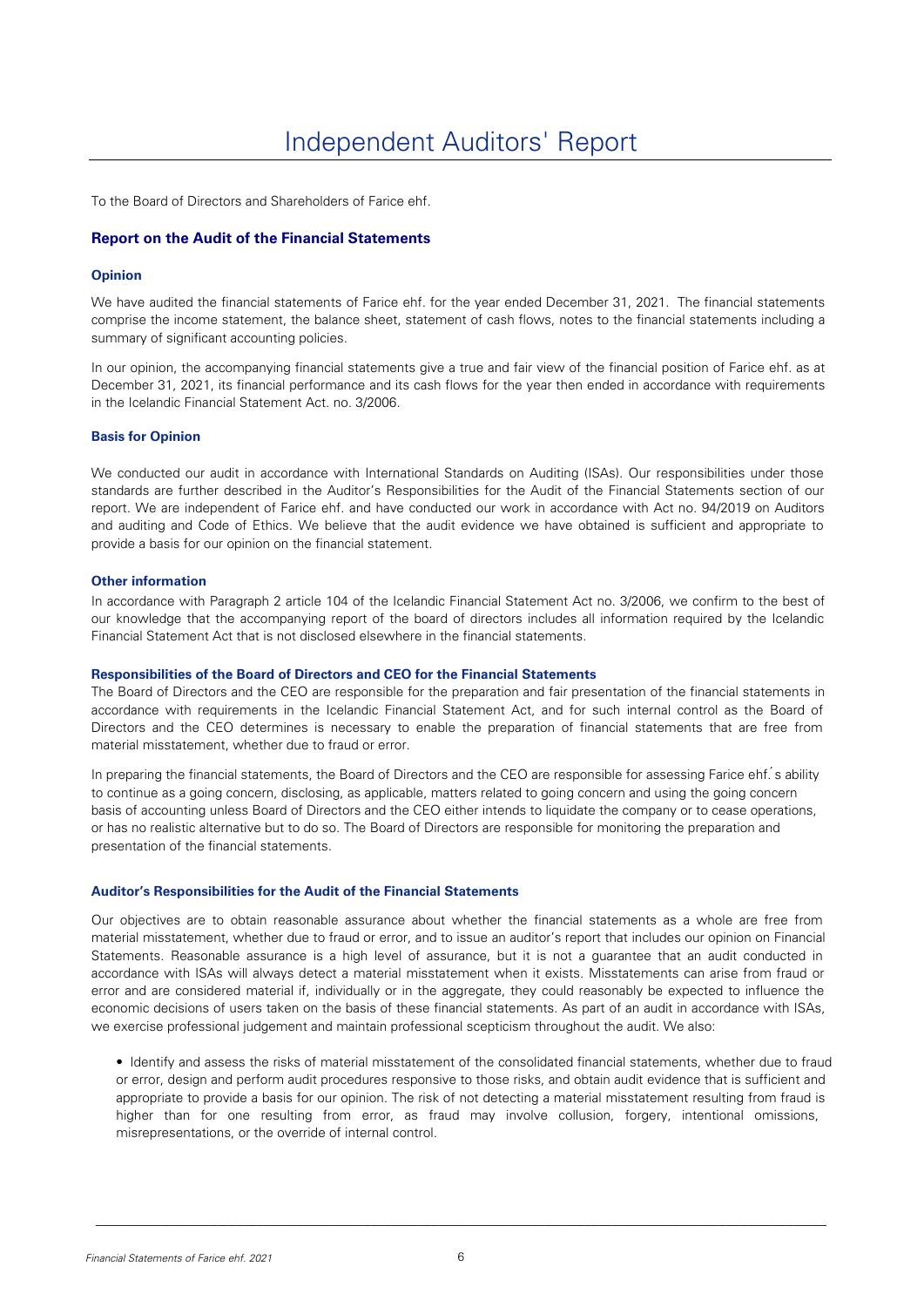# Independent Auditors' Report

To the Board of Directors and Shareholders of Farice ehf.

## Report on the Audit of the Financial Statements

### Opinion

We have audited the financial statements of Farice ehf. for the year ended December 31, 2021. The financial statements comprise the income statement, the balance sheet, statement of cash flows, notes to the financial statements including a summary of significant accounting policies.

In our opinion, the accompanying financial statements give a true and fair view of the financial position of Farice ehf. as at December 31, 2021, its financial performance and its cash flows for the year then ended in accordance with requirements in the Icelandic Financial Statement Act. no. 3/2006.

### Basis for Opinion

We conducted our audit in accordance with International Standards on Auditing (ISAs). Our responsibilities under those standards are further described in the Auditor's Responsibilities for the Audit of the Financial Statements section of our report. We are independent of Farice ehf. and have conducted our work in accordance with Act no. 94/2019 on Auditors and auditing and Code of Ethics. We believe that the audit evidence we have obtained is sufficient and appropriate to provide a basis for our opinion on the financial statement.

### Other information

In accordance with Paragraph 2 article 104 of the Icelandic Financial Statement Act no. 3/2006, we confirm to the best of our knowledge that the accompanying report of the board of directors includes all information required by the Icelandic Financial Statement Act that is not disclosed elsewhere in the financial statements.

### Responsibilities of the Board of Directors and CEO for the Financial Statements

The Board of Directors and the CEO are responsible for the preparation and fair presentation of the financial statements in accordance with requirements in the Icelandic Financial Statement Act, and for such internal control as the Board of Directors and the CEO determines is necessary to enable the preparation of financial statements that are free from material misstatement, whether due to fraud or error.

In preparing the financial statements, the Board of Directors and the CEO are responsible for assessing Farice ehf.´s ability to continue as a going concern, disclosing, as applicable, matters related to going concern and using the going concern basis of accounting unless Board of Directors and the CEO either intends to liquidate the company or to cease operations, or has no realistic alternative but to do so. The Board of Directors are responsible for monitoring the preparation and presentation of the financial statements.

### Auditor's Responsibilities for the Audit of the Financial Statements

Our objectives are to obtain reasonable assurance about whether the financial statements as a whole are free from material misstatement, whether due to fraud or error, and to issue an auditor's report that includes our opinion on Financial Statements. Reasonable assurance is a high level of assurance, but it is not a guarantee that an audit conducted in accordance with ISAs will always detect a material misstatement when it exists. Misstatements can arise from fraud or error and are considered material if, individually or in the aggregate, they could reasonably be expected to influence the economic decisions of users taken on the basis of these financial statements. As part of an audit in accordance with ISAs, we exercise professional judgement and maintain professional scepticism throughout the audit. We also:

- Identify and assess the risks of material misstatement of the consolidated financial statements, whether due to fraud or error, design and perform audit procedures responsive to those risks, and obtain audit evidence that is sufficient and appropriate to provide a basis for our opinion. The risk of not detecting a material misstatement resulting from fraud is higher than for one resulting from error, as fraud may involve collusion, forgery, intentional omissions, misrepresentations, or the override of internal control.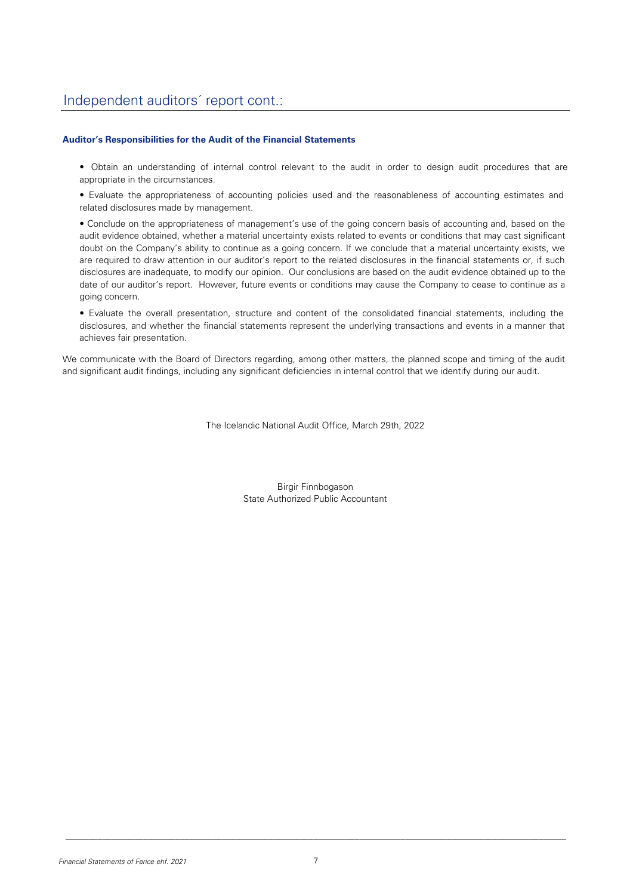# Independent auditors´ report cont.:

**Auditor's Responsibilities for the Audit of the Financial Statements**

- Obtain an understanding of internal control relevant to the audit in order to design audit procedures that are appropriate in the circumstances.
- Evaluate the appropriateness of accounting policies used and the reasonableness of accounting estimates and related disclosures made by management.
- Conclude on the appropriateness of management's use of the going concern basis of accounting and, based on the audit evidence obtained, whether a material uncertainty exists related to events or conditions that may cast significant doubt on the Company's ability to continue as a going concern. If we conclude that a material uncertainty exists, we are required to draw attention in our auditor's report to the related disclosures in the financial statements or, if such disclosures are inadequate, to modify our opinion. Our conclusions are based on the audit evidence obtained up to the date of our auditor's report. However, future events or conditions may cause the Company to cease to continue as a going concern.
- Evaluate the overall presentation, structure and content of the consolidated financial statements, including the disclosures, and whether the financial statements represent the underlying transactions and events in a manner that achieves fair presentation.

We communicate with the Board of Directors regarding, among other matters, the planned scope and timing of the audit and significant audit findings, including any significant deficiencies in internal control that we identify during our audit.

The Icelandic National Audit Office, March 29th, 2022

Birgir Finnbogason
State Authorized Public Accountant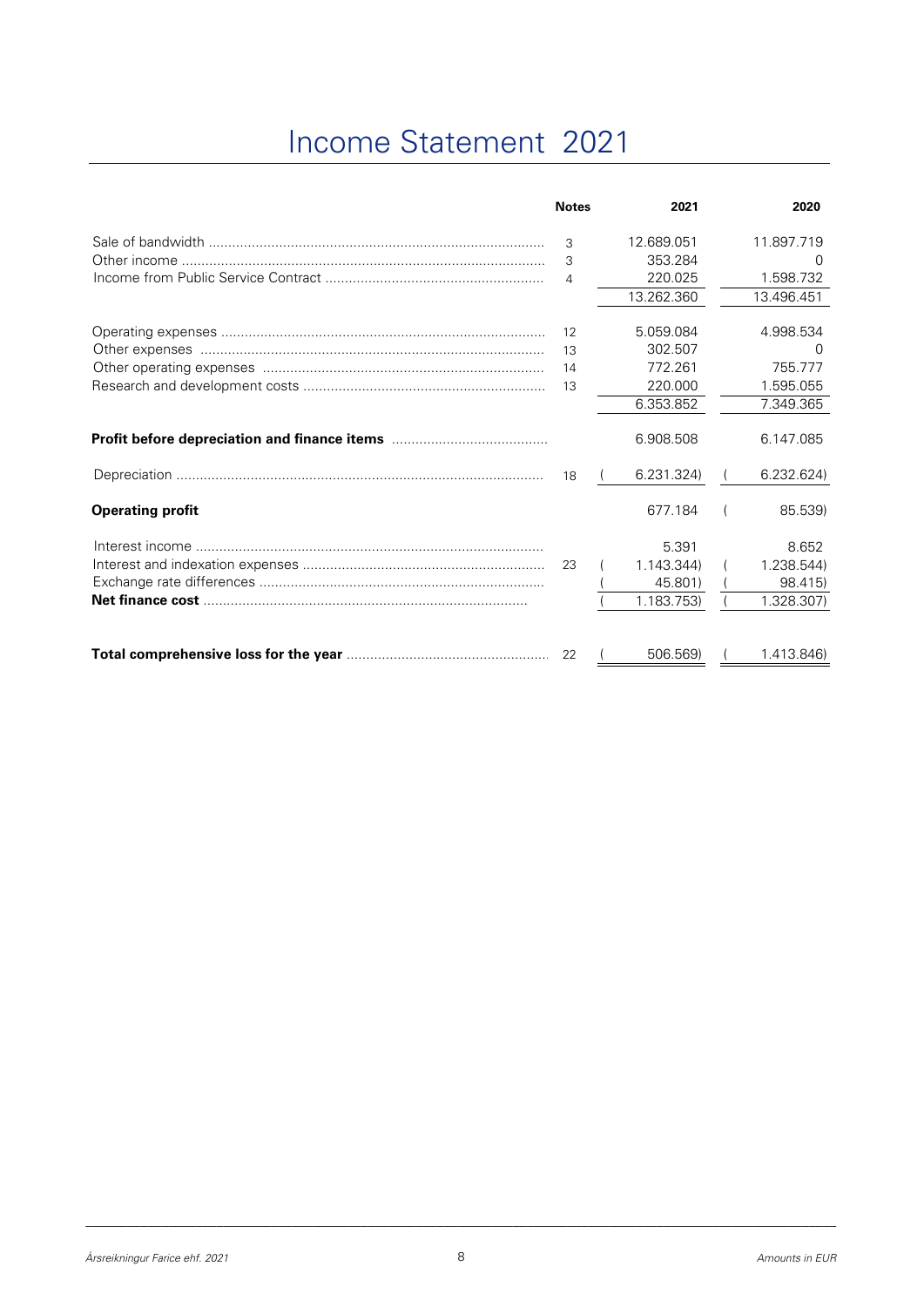# Income Statement 2021

| | Notes | 2021 | 2020 |
|---|---|---|---|
| Sale of bandwidth | 3 | 12.689.051 | 11.897.719 |
| Other income | 3 | 353.284 | 0 |
| Income from Public Service Contract | 4 | 220.025 | 1.598.732 |
| | | 13.262.360 | 13.496.451 |
| Operating expenses | 12 | 5.059.084 | 4.998.534 |
| Other expenses | 13 | 302.507 | 0 |
| Other operating expenses | 14 | 772.261 | 755.777 |
| Research and development costs | 13 | 220.000 | 1.595.055 |
| | | 6.353.852 | 7.349.365 |
| **Profit before depreciation and finance items** | | 6.908.508 | 6.147.085 |
| Depreciation | 18 | ( 6.231.324) | ( 6.232.624) |
| **Operating profit** | | 677.184 | ( 85.539) |
| Interest income | | 5.391 | 8.652 |
| Interest and indexation expenses | 23 | ( 1.143.344) | ( 1.238.544) |
| Exchange rate differences | | ( 45.801) | ( 98.415) |
| **Net finance cost** | | ( 1.183.753) | ( 1.328.307) |
| **Total comprehensive loss for the year** | 22 | ( 506.569) | ( 1.413.846) |

*Amounts in EUR*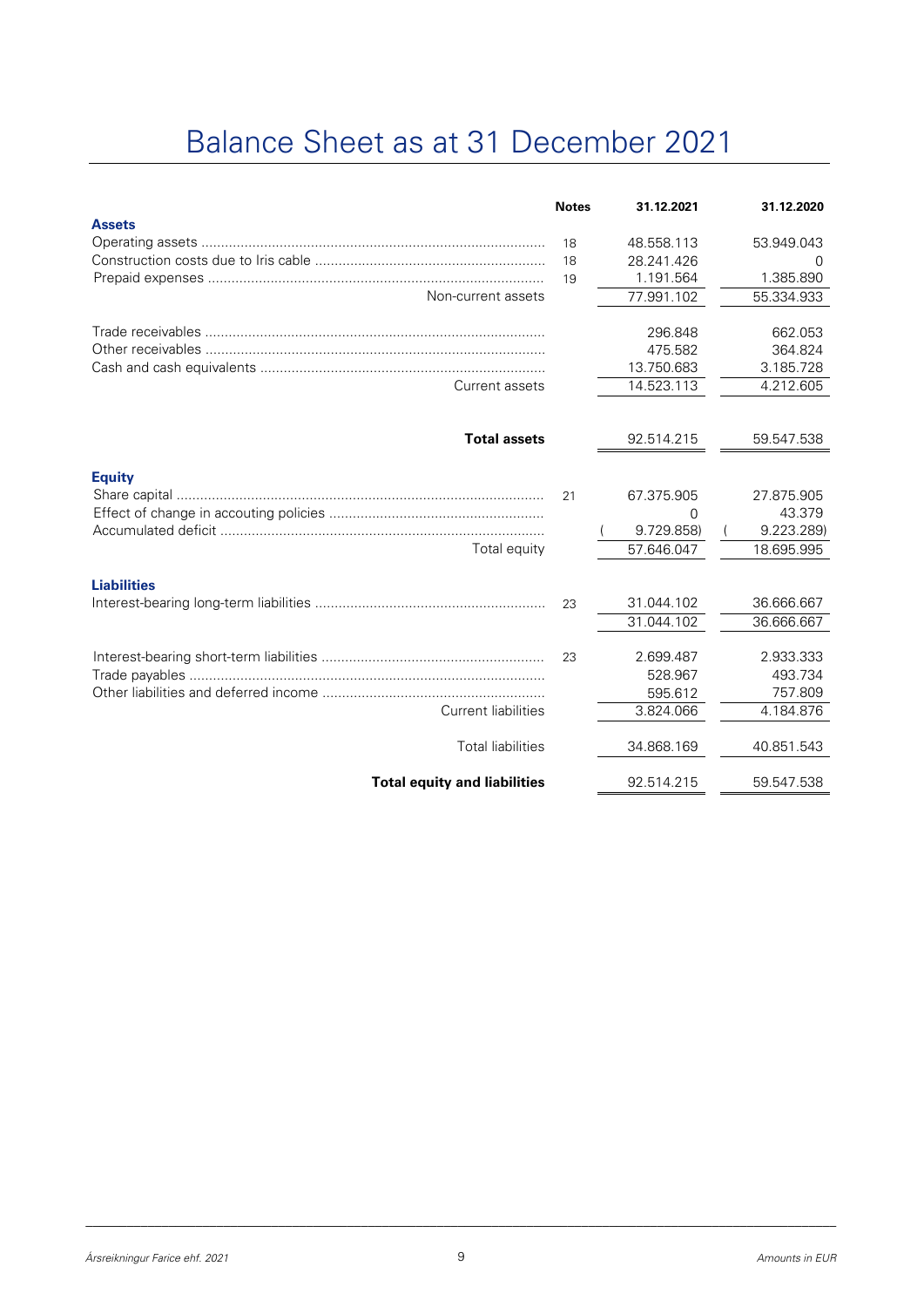# Balance Sheet as at 31 December 2021

| | Notes | 31.12.2021 | 31.12.2020 |
|---|---|---|---|
| **Assets** | | | |
| Operating assets | 18 | 48.558.113 | 53.949.043 |
| Construction costs due to Iris cable | 18 | 28.241.426 | 0 |
| Prepaid expenses | 19 | 1.191.564 | 1.385.890 |
| Non-current assets | | 77.991.102 | 55.334.933 |
| Trade receivables | | 296.848 | 662.053 |
| Other receivables | | 475.582 | 364.824 |
| Cash and cash equivalents | | 13.750.683 | 3.185.728 |
| Current assets | | 14.523.113 | 4.212.605 |
| **Total assets** | | 92.514.215 | 59.547.538 |
| **Equity** | | | |
| Share capital | 21 | 67.375.905 | 27.875.905 |
| Effect of change in accouting policies | | 0 | 43.379 |
| Accumulated deficit | | ( 9.729.858) | ( 9.223.289) |
| Total equity | | 57.646.047 | 18.695.995 |
| **Liabilities** | | | |
| Interest-bearing long-term liabilities | 23 | 31.044.102 | 36.666.667 |
| | | 31.044.102 | 36.666.667 |
| Interest-bearing short-term liabilities | 23 | 2.699.487 | 2.933.333 |
| Trade payables | | 528.967 | 493.734 |
| Other liabilities and deferred income | | 595.612 | 757.809 |
| Current liabilities | | 3.824.066 | 4.184.876 |
| Total liabilities | | 34.868.169 | 40.851.543 |
| **Total equity and liabilities** | | 92.514.215 | 59.547.538 |

*Ársreikningur Farice ehf. 2021* — *Amounts in EUR*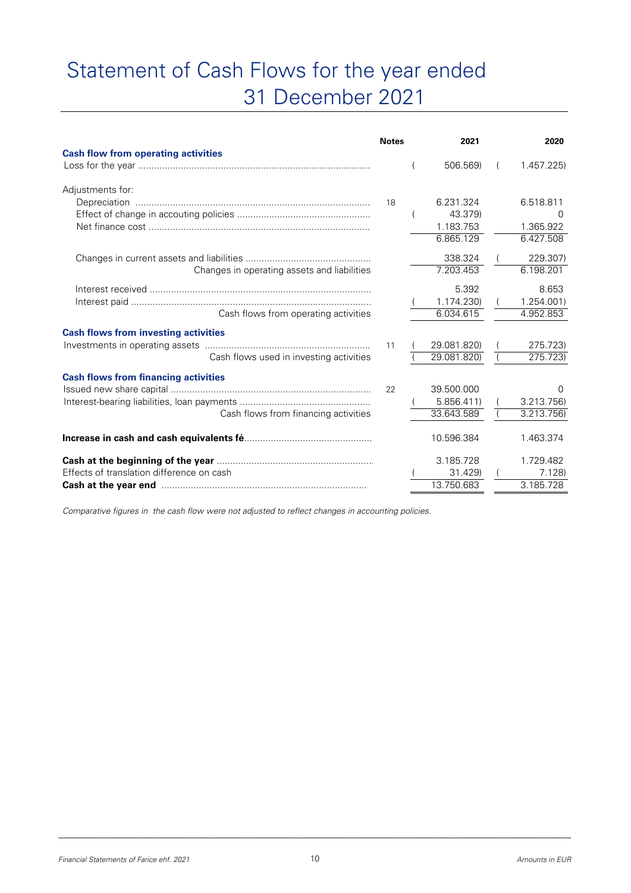# Statement of Cash Flows for the year ended 31 December 2021

| | Notes | 2021 | 2020 |
|---|---|---|---|
| **Cash flow from operating activities** | | | |
| Loss for the year | | (506.569) | (1.457.225) |
| Adjustments for: | | | |
| Depreciation | 18 | 6.231.324 | 6.518.811 |
| Effect of change in accouting policies | | (43.379) | 0 |
| Net finance cost | | 1.183.753 | 1.365.922 |
| | | 6.865.129 | 6.427.508 |
| Changes in current assets and liabilities | | 338.324 | (229.307) |
| Changes in operating assets and liabilities | | 7.203.453 | 6.198.201 |
| Interest received | | 5.392 | 8.653 |
| Interest paid | | (1.174.230) | (1.254.001) |
| Cash flows from operating activities | | 6.034.615 | 4.952.853 |
| **Cash flows from investing activities** | | | |
| Investments in operating assets | 11 | (29.081.820) | (275.723) |
| Cash flows used in investing activities | | (29.081.820) | (275.723) |
| **Cash flows from financing activities** | | | |
| Issued new share capital | 22 | 39.500.000 | 0 |
| Interest-bearing liabilities, loan payments | | (5.856.411) | (3.213.756) |
| Cash flows from financing activities | | 33.643.589 | (3.213.756) |
| **Increase in cash and cash equivalents fé** | | 10.596.384 | 1.463.374 |
| **Cash at the beginning of the year** | | 3.185.728 | 1.729.482 |
| Effects of translation difference on cash | | (31.429) | (7.128) |
| **Cash at the year end** | | 13.750.683 | 3.185.728 |

*Comparative figures in the cash flow were not adjusted to reflect changes in accounting policies.*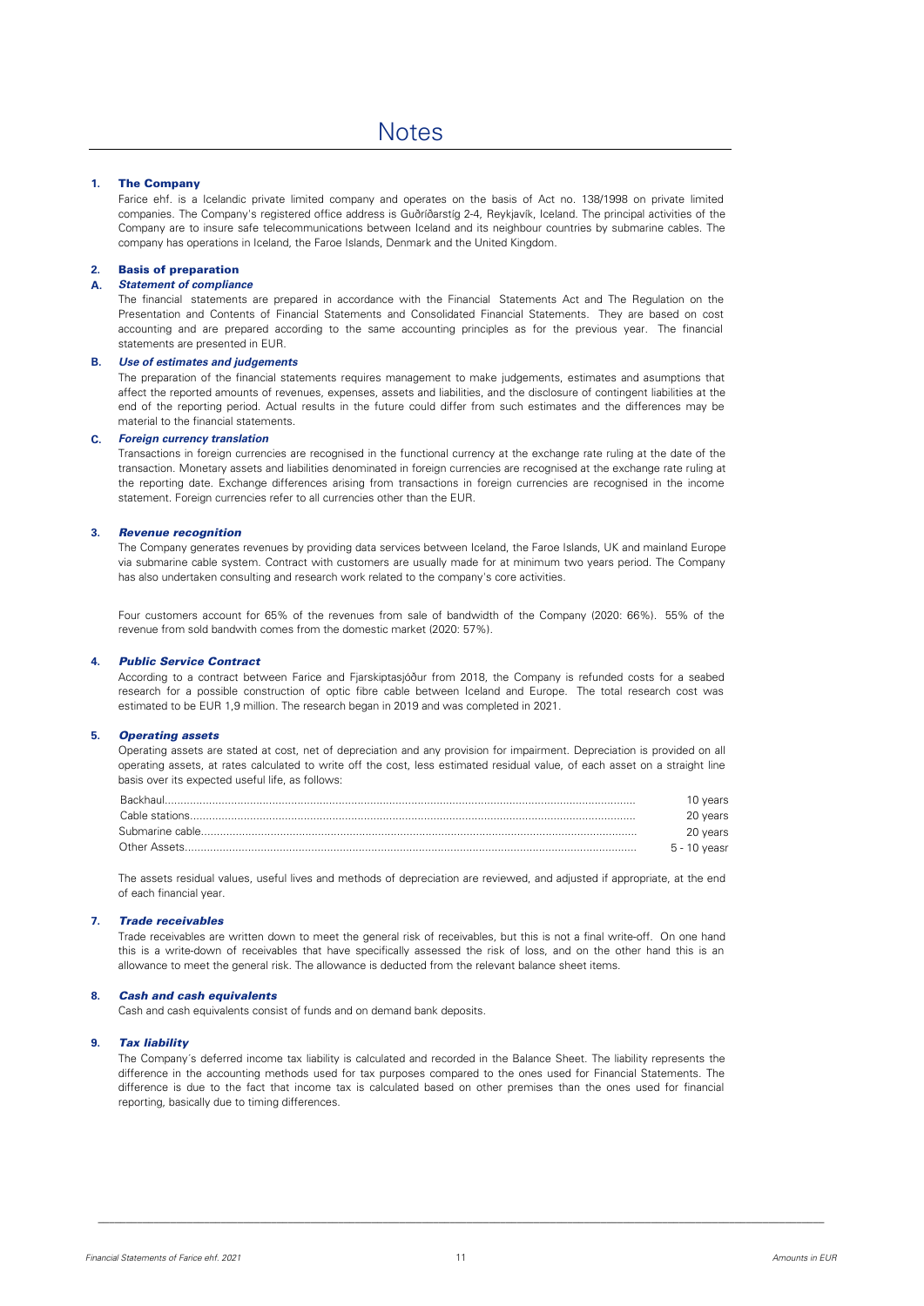# Notes

## 1. The Company

Farice ehf. is a Icelandic private limited company and operates on the basis of Act no. 138/1998 on private limited companies. The Company's registered office address is Guðríðarstíg 2-4, Reykjavík, Iceland. The principal activities of the Company are to insure safe telecommunications between Iceland and its neighbour countries by submarine cables. The company has operations in Iceland, the Faroe Islands, Denmark and the United Kingdom.

## 2. Basis of preparation

### A. *Statement of compliance*

The financial statements are prepared in accordance with the Financial Statements Act and The Regulation on the Presentation and Contents of Financial Statements and Consolidated Financial Statements. They are based on cost accounting and are prepared according to the same accounting principles as for the previous year. The financial statements are presented in EUR.

### B. *Use of estimates and judgements*

The preparation of the financial statements requires management to make judgements, estimates and asumptions that affect the reported amounts of revenues, expenses, assets and liabilities, and the disclosure of contingent liabilities at the end of the reporting period. Actual results in the future could differ from such estimates and the differences may be material to the financial statements.

### C. *Foreign currency translation*

Transactions in foreign currencies are recognised in the functional currency at the exchange rate ruling at the date of the transaction. Monetary assets and liabilities denominated in foreign currencies are recognised at the exchange rate ruling at the reporting date. Exchange differences arising from transactions in foreign currencies are recognised in the income statement. Foreign currencies refer to all currencies other than the EUR.

## 3. *Revenue recognition*

The Company generates revenues by providing data services between Iceland, the Faroe Islands, UK and mainland Europe via submarine cable system. Contract with customers are usually made for at minimum two years period. The Company has also undertaken consulting and research work related to the company's core activities.

Four customers account for 65% of the revenues from sale of bandwidth of the Company (2020: 66%). 55% of the revenue from sold bandwith comes from the domestic market (2020: 57%).

## 4. *Public Service Contract*

According to a contract between Farice and Fjarskiptasjóður from 2018, the Company is refunded costs for a seabed research for a possible construction of optic fibre cable between Iceland and Europe. The total research cost was estimated to be EUR 1,9 million. The research began in 2019 and was completed in 2021.

## 5. *Operating assets*

Operating assets are stated at cost, net of depreciation and any provision for impairment. Depreciation is provided on all operating assets, at rates calculated to write off the cost, less estimated residual value, of each asset on a straight line basis over its expected useful life, as follows:

| | |
|---|---|
| Backhaul | 10 years |
| Cable stations | 20 years |
| Submarine cable | 20 years |
| Other Assets | 5 - 10 yeasr |

The assets residual values, useful lives and methods of depreciation are reviewed, and adjusted if appropriate, at the end of each financial year.

## 7. *Trade receivables*

Trade receivables are written down to meet the general risk of receivables, but this is not a final write-off. On one hand this is a write-down of receivables that have specifically assessed the risk of loss, and on the other hand this is an allowance to meet the general risk. The allowance is deducted from the relevant balance sheet items.

## 8. *Cash and cash equivalents*

Cash and cash equivalents consist of funds and on demand bank deposits.

## 9. *Tax liability*

The Company´s deferred income tax liability is calculated and recorded in the Balance Sheet. The liability represents the difference in the accounting methods used for tax purposes compared to the ones used for Financial Statements. The difference is due to the fact that income tax is calculated based on other premises than the ones used for financial reporting, basically due to timing differences.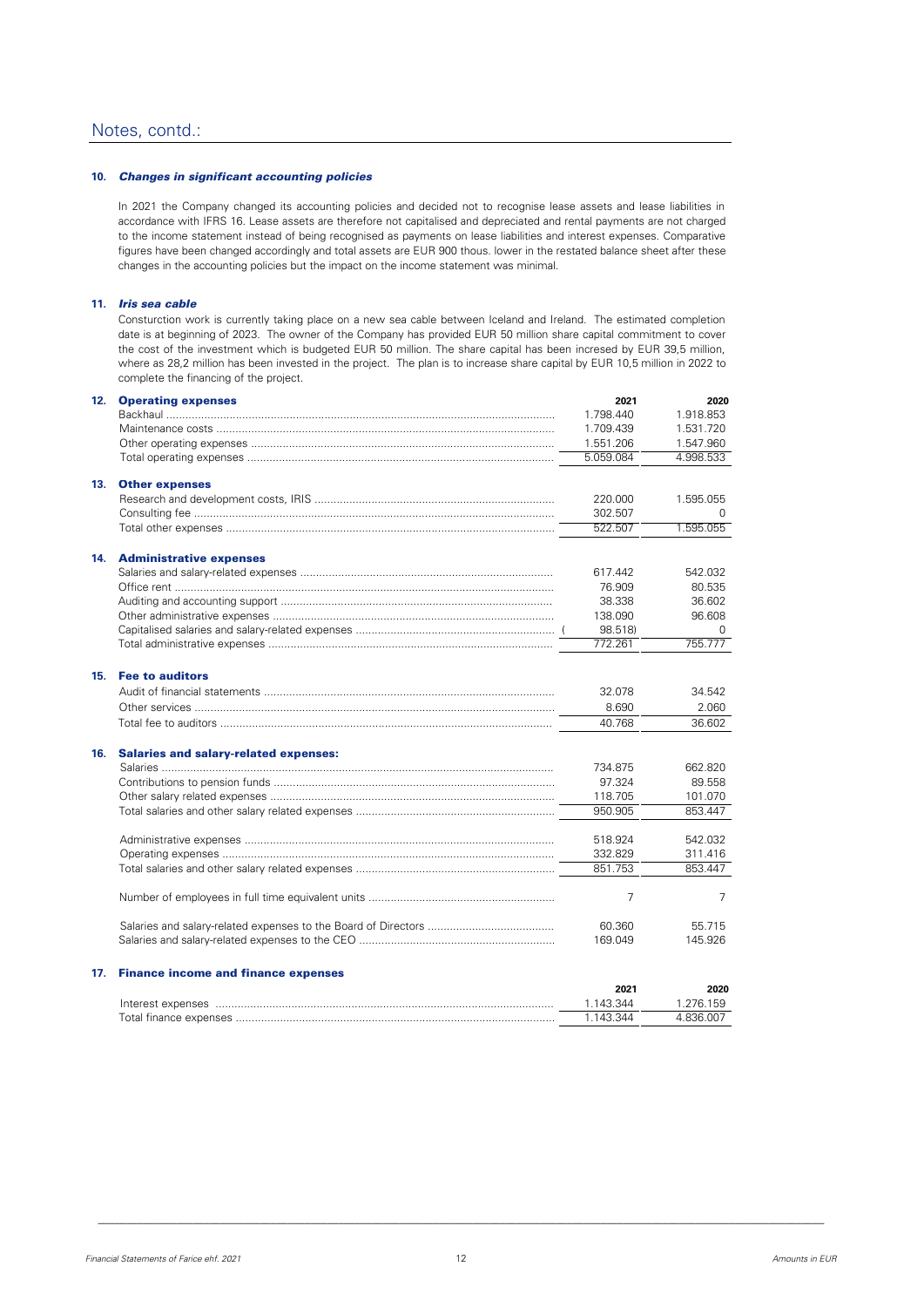## Notes, contd.:

### 10. *Changes in significant accounting policies*

In 2021 the Company changed its accounting policies and decided not to recognise lease assets and lease liabilities in accordance with IFRS 16. Lease assets are therefore not capitalised and depreciated and rental payments are not charged to the income statement instead of being recognised as payments on lease liabilities and interest expenses. Comparative figures have been changed accordingly and total assets are EUR 900 thous. lower in the restated balance sheet after these changes in the accounting policies but the impact on the income statement was minimal.

### 11. *Iris sea cable*

Consturction work is currently taking place on a new sea cable between Iceland and Ireland. The estimated completion date is at beginning of 2023. The owner of the Company has provided EUR 50 million share capital commitment to cover the cost of the investment which is budgeted EUR 50 million. The share capital has been incresed by EUR 39,5 million, where as 28,2 million has been invested in the project. The plan is to increase share capital by EUR 10,5 million in 2022 to complete the financing of the project.

### 12. Operating expenses

| | 2021 | 2020 |
|---|---|---|
| Backhaul | 1.798.440 | 1.918.853 |
| Maintenance costs | 1.709.439 | 1.531.720 |
| Other operating expenses | 1.551.206 | 1.547.960 |
| Total operating expenses | 5.059.084 | 4.998.533 |

### 13. Other expenses

| | 2021 | 2020 |
|---|---|---|
| Research and development costs, IRIS | 220.000 | 1.595.055 |
| Consulting fee | 302.507 | 0 |
| Total other expenses | 522.507 | 1.595.055 |

### 14. Administrative expenses

| | 2021 | 2020 |
|---|---|---|
| Salaries and salary-related expenses | 617.442 | 542.032 |
| Office rent | 76.909 | 80.535 |
| Auditing and accounting support | 38.338 | 36.602 |
| Other administrative expenses | 138.090 | 96.608 |
| Capitalised salaries and salary-related expenses | ( 98.518) | 0 |
| Total administrative expenses | 772.261 | 755.777 |

### 15. Fee to auditors

| | 2021 | 2020 |
|---|---|---|
| Audit of financial statements | 32.078 | 34.542 |
| Other services | 8.690 | 2.060 |
| Total fee to auditors | 40.768 | 36.602 |

### 16. Salaries and salary-related expenses:

| | 2021 | 2020 |
|---|---|---|
| Salaries | 734.875 | 662.820 |
| Contributions to pension funds | 97.324 | 89.558 |
| Other salary related expenses | 118.705 | 101.070 |
| Total salaries and other salary related expenses | 950.905 | 853.447 |
| | | |
| Administrative expenses | 518.924 | 542.032 |
| Operating expenses | 332.829 | 311.416 |
| Total salaries and other salary related expenses | 851.753 | 853.447 |
| | | |
| Number of employees in full time equivalent units | 7 | 7 |
| | | |
| Salaries and salary-related expenses to the Board of Directors | 60.360 | 55.715 |
| Salaries and salary-related expenses to the CEO | 169.049 | 145.926 |

### 17. Finance income and finance expenses

| | 2021 | 2020 |
|---|---|---|
| Interest expenses | 1.143.344 | 1.276.159 |
| Total finance expenses | 1.143.344 | 4.836.007 |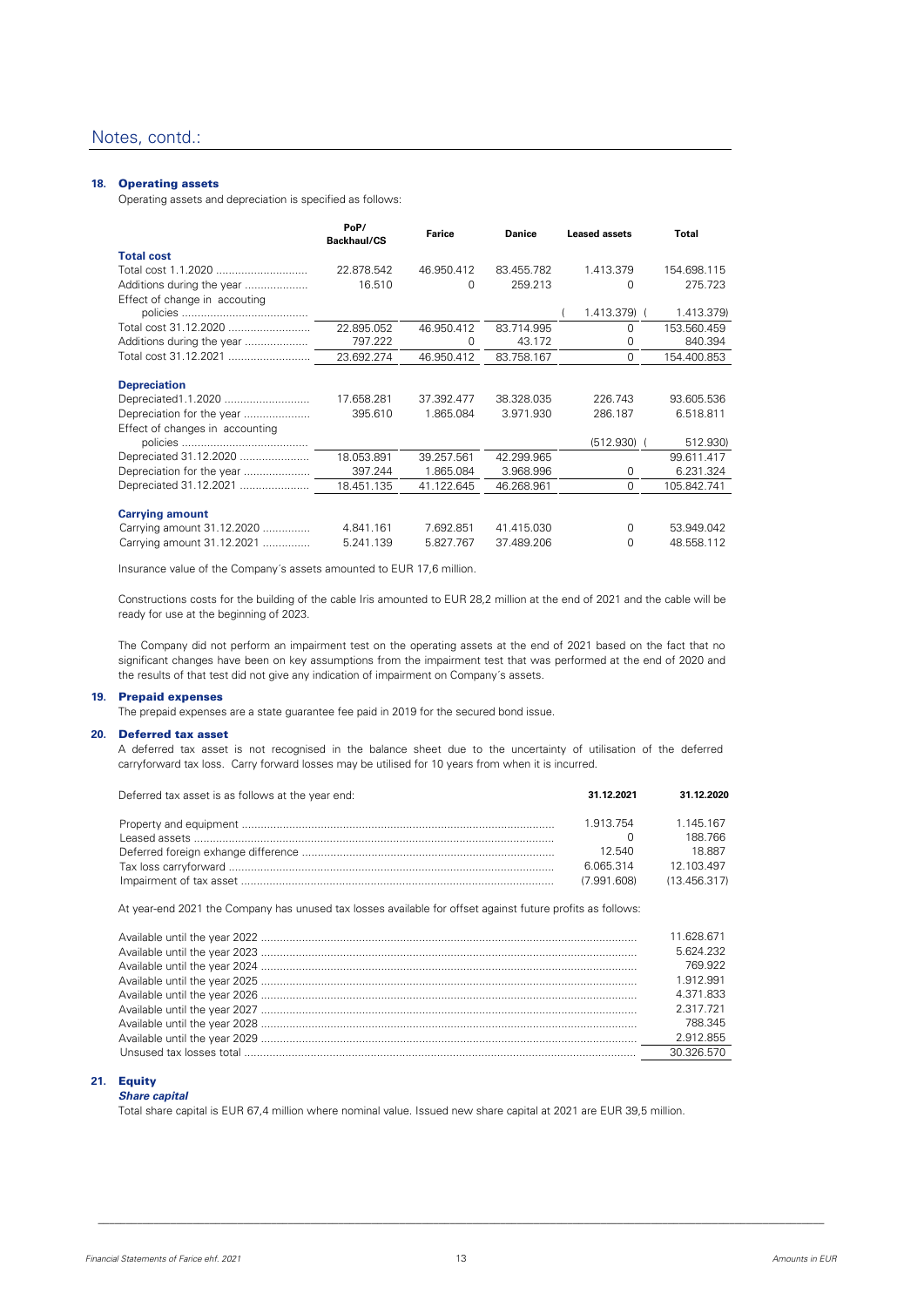Notes, contd.:

## 18. Operating assets

Operating assets and depreciation is specified as follows:

| | PoP/ Backhaul/CS | Farice | Danice | Leased assets | Total |
|---|---|---|---|---|---|
| **Total cost** | | | | | |
| Total cost 1.1.2020 | 22.878.542 | 46.950.412 | 83.455.782 | 1.413.379 | 154.698.115 |
| Additions during the year | 16.510 | 0 | 259.213 | 0 | 275.723 |
| Effect of change in accouting policies | | | | ( 1.413.379) | ( 1.413.379) |
| Total cost 31.12.2020 | 22.895.052 | 46.950.412 | 83.714.995 | 0 | 153.560.459 |
| Additions during the year | 797.222 | 0 | 43.172 | 0 | 840.394 |
| Total cost 31.12.2021 | 23.692.274 | 46.950.412 | 83.758.167 | 0 | 154.400.853 |
| **Depreciation** | | | | | |
| Depreciated1.1.2020 | 17.658.281 | 37.392.477 | 38.328.035 | 226.743 | 93.605.536 |
| Depreciation for the year | 395.610 | 1.865.084 | 3.971.930 | 286.187 | 6.518.811 |
| Effect of changes in accounting policies | | | | (512.930) | ( 512.930) |
| Depreciated 31.12.2020 | 18.053.891 | 39.257.561 | 42.299.965 | | 99.611.417 |
| Depreciation for the year | 397.244 | 1.865.084 | 3.968.996 | 0 | 6.231.324 |
| Depreciated 31.12.2021 | 18.451.135 | 41.122.645 | 46.268.961 | 0 | 105.842.741 |
| **Carrying amount** | | | | | |
| Carrying amount 31.12.2020 | 4.841.161 | 7.692.851 | 41.415.030 | 0 | 53.949.042 |
| Carrying amount 31.12.2021 | 5.241.139 | 5.827.767 | 37.489.206 | 0 | 48.558.112 |

Insurance value of the Company´s assets amounted to EUR 17,6 million.

Constructions costs for the building of the cable Iris amounted to EUR 28,2 million at the end of 2021 and the cable will be ready for use at the beginning of 2023.

The Company did not perform an impairment test on the operating assets at the end of 2021 based on the fact that no significant changes have been on key assumptions from the impairment test that was performed at the end of 2020 and the results of that test did not give any indication of impairment on Company´s assets.

## 19. Prepaid expenses

The prepaid expenses are a state guarantee fee paid in 2019 for the secured bond issue.

## 20. Deferred tax asset

A deferred tax asset is not recognised in the balance sheet due to the uncertainty of utilisation of the deferred carryforward tax loss. Carry forward losses may be utilised for 10 years from when it is incurred.

| Deferred tax asset is as follows at the year end: | 31.12.2021 | 31.12.2020 |
|---|---|---|
| Property and equipment | 1.913.754 | 1.145.167 |
| Leased assets | 0 | 188.766 |
| Deferred foreign exhange difference | 12.540 | 18.887 |
| Tax loss carryforward | 6.065.314 | 12.103.497 |
| Impairment of tax asset | (7.991.608) | (13.456.317) |

At year-end 2021 the Company has unused tax losses available for offset against future profits as follows:

| | |
|---|---|
| Available until the year 2022 | 11.628.671 |
| Available until the year 2023 | 5.624.232 |
| Available until the year 2024 | 769.922 |
| Available until the year 2025 | 1.912.991 |
| Available until the year 2026 | 4.371.833 |
| Available until the year 2027 | 2.317.721 |
| Available until the year 2028 | 788.345 |
| Available until the year 2029 | 2.912.855 |
| Unused tax losses total | 30.326.570 |

## 21. Equity

***Share capital***

Total share capital is EUR 67,4 million where nominal value. Issued new share capital at 2021 are EUR 39,5 million.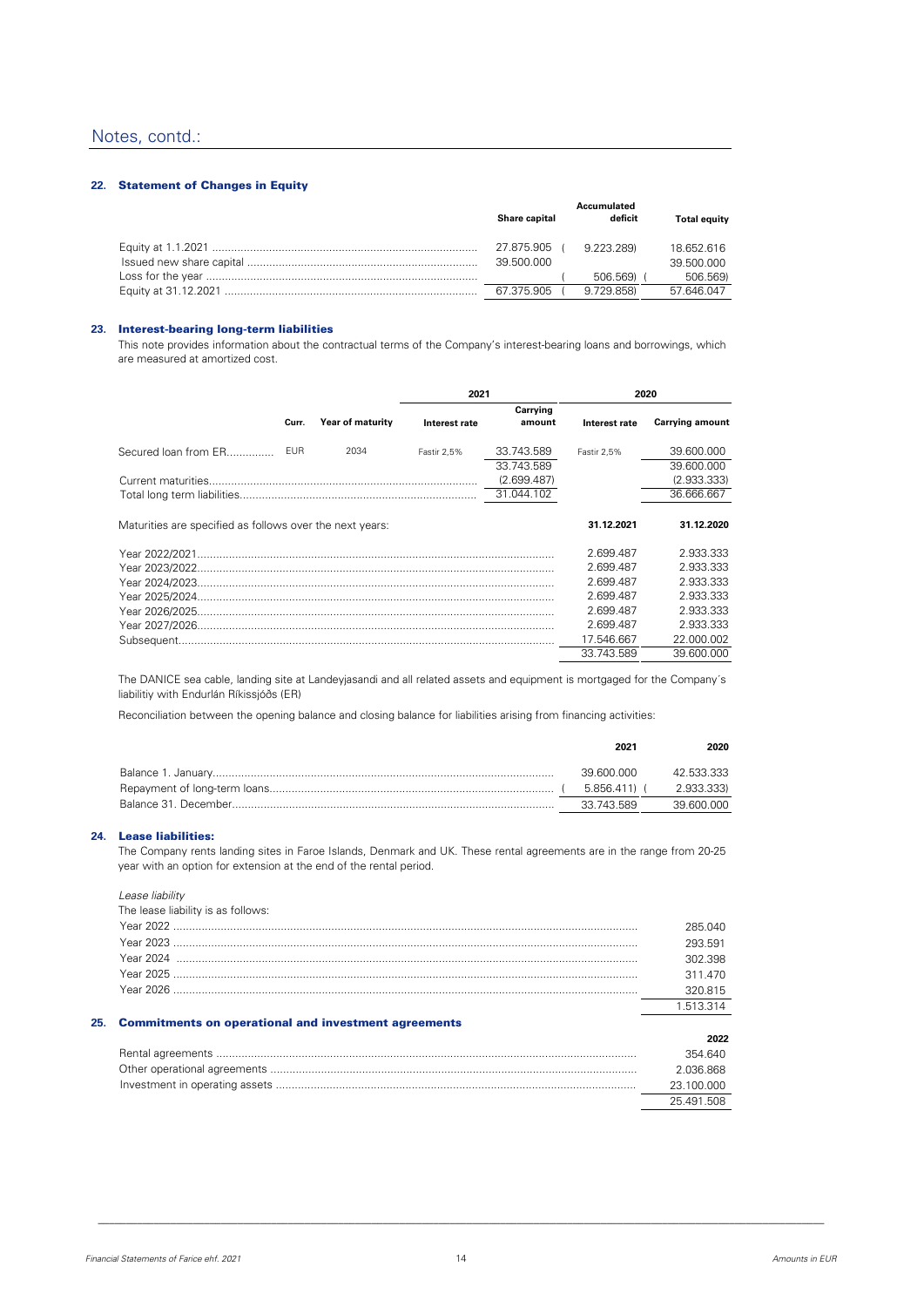# Notes, contd.:

## 22. Statement of Changes in Equity

| | Share capital | Accumulated deficit | Total equity |
|---|---|---|---|
| Equity at 1.1.2021 | 27.875.905 | ( 9.223.289) | 18.652.616 |
| Issued new share capital | 39.500.000 | | 39.500.000 |
| Loss for the year | | ( 506.569) | ( 506.569) |
| Equity at 31.12.2021 | 67.375.905 | ( 9.729.858) | 57.646.047 |

## 23. Interest-bearing long-term liabilities

This note provides information about the contractual terms of the Company's interest-bearing loans and borrowings, which are measured at amortized cost.

| | | | 2021 | | 2020 | |
|---|---|---|---|---|---|---|
| | Curr. | Year of maturity | Interest rate | Carrying amount | Interest rate | Carrying amount |
| Secured loan from ER | EUR | 2034 | Fastir 2,5% | 33.743.589 | Fastir 2,5% | 39.600.000 |
| | | | | 33.743.589 | | 39.600.000 |
| Current maturities | | | | (2.699.487) | | (2.933.333) |
| Total long term liabilities | | | | 31.044.102 | | 36.666.667 |

| Maturities are specified as follows over the next years: | 31.12.2021 | 31.12.2020 |
|---|---|---|
| Year 2022/2021 | 2.699.487 | 2.933.333 |
| Year 2023/2022 | 2.699.487 | 2.933.333 |
| Year 2024/2023 | 2.699.487 | 2.933.333 |
| Year 2025/2024 | 2.699.487 | 2.933.333 |
| Year 2026/2025 | 2.699.487 | 2.933.333 |
| Year 2027/2026 | 2.699.487 | 2.933.333 |
| Subsequent | 17.546.667 | 22.000.002 |
| | 33.743.589 | 39.600.000 |

The DANICE sea cable, landing site at Landeyjasandi and all related assets and equipment is mortgaged for the Company´s liabilitiy with Endurlán Ríkissjóðs (ER)

Reconciliation between the opening balance and closing balance for liabilities arising from financing activities:

| | 2021 | 2020 |
|---|---|---|
| Balance 1. January | 39.600.000 | 42.533.333 |
| Repayment of long-term loans | ( 5.856.411) | ( 2.933.333) |
| Balance 31. December | 33.743.589 | 39.600.000 |

## 24. Lease liabilities:

The Company rents landing sites in Faroe Islands, Denmark and UK. These rental agreements are in the range from 20-25 year with an option for extension at the end of the rental period.

*Lease liability*

The lease liability is as follows:

| | |
|---|---|
| Year 2022 | 285.040 |
| Year 2023 | 293.591 |
| Year 2024 | 302.398 |
| Year 2025 | 311.470 |
| Year 2026 | 320.815 |
| | 1.513.314 |

## 25. Commitments on operational and investment agreements

| | 2022 |
|---|---|
| Rental agreements | 354.640 |
| Other operational agreements | 2.036.868 |
| Investment in operating assets | 23.100.000 |
| | 25.491.508 |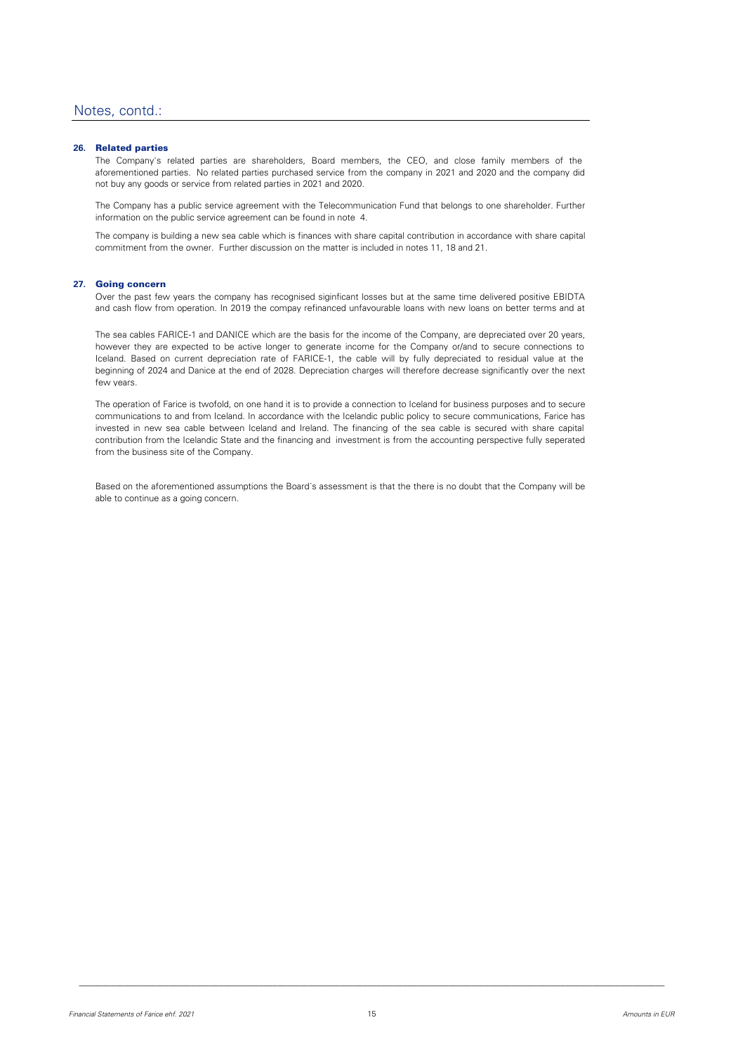Notes, contd.:

### 26. Related parties

The Company's related parties are shareholders, Board members, the CEO, and close family members of the aforementioned parties. No related parties purchased service from the company in 2021 and 2020 and the company did not buy any goods or service from related parties in 2021 and 2020.

The Company has a public service agreement with the Telecommunication Fund that belongs to one shareholder. Further information on the public service agreement can be found in note 4.

The company is building a new sea cable which is finances with share capital contribution in accordance with share capital commitment from the owner. Further discussion on the matter is included in notes 11, 18 and 21.

### 27. Going concern

Over the past few years the company has recognised siginficant losses but at the same time delivered positive EBIDTA and cash flow from operation. In 2019 the compay refinanced unfavourable loans with new loans on better terms and at

The sea cables FARICE-1 and DANICE which are the basis for the income of the Company, are depreciated over 20 years, however they are expected to be active longer to generate income for the Company or/and to secure connections to Iceland. Based on current depreciation rate of FARICE-1, the cable will by fully depreciated to residual value at the beginning of 2024 and Danice at the end of 2028. Depreciation charges will therefore decrease significantly over the next few years.

The operation of Farice is twofold, on one hand it is to provide a connection to Iceland for business purposes and to secure communications to and from Iceland. In accordance with the Icelandic public policy to secure communications, Farice has invested in new sea cable between Iceland and Ireland. The financing of the sea cable is secured with share capital contribution from the Icelandic State and the financing and investment is from the accounting perspective fully seperated from the business site of the Company.

Based on the aforementioned assumptions the Board´s assessment is that the there is no doubt that the Company will be able to continue as a going concern.